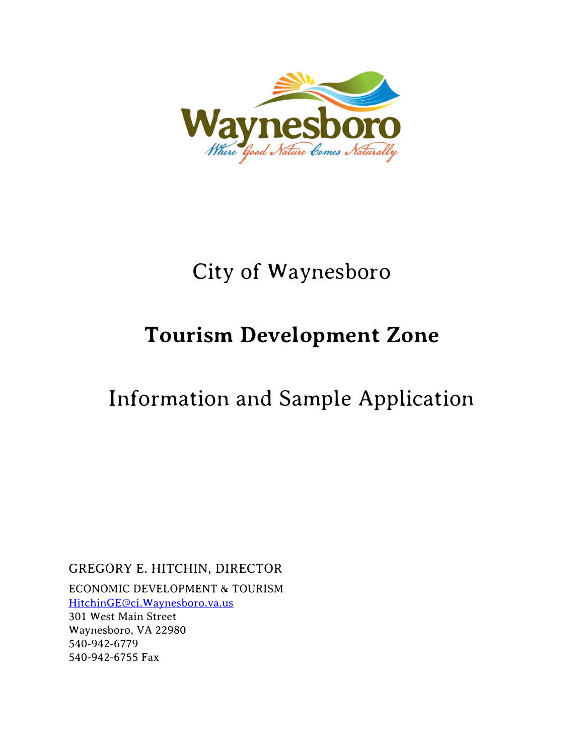Waynesboro

*Where Good Nature Comes Naturally*

# City of Waynesboro

# **Tourism Development Zone**

# Information and Sample Application

GREGORY E. HITCHIN, DIRECTOR

ECONOMIC DEVELOPMENT & TOURISM

HitchinGE@ci.Waynesboro.va.us

301 West Main Street

Waynesboro, VA 22980

540-942-6779

540-942-6755 Fax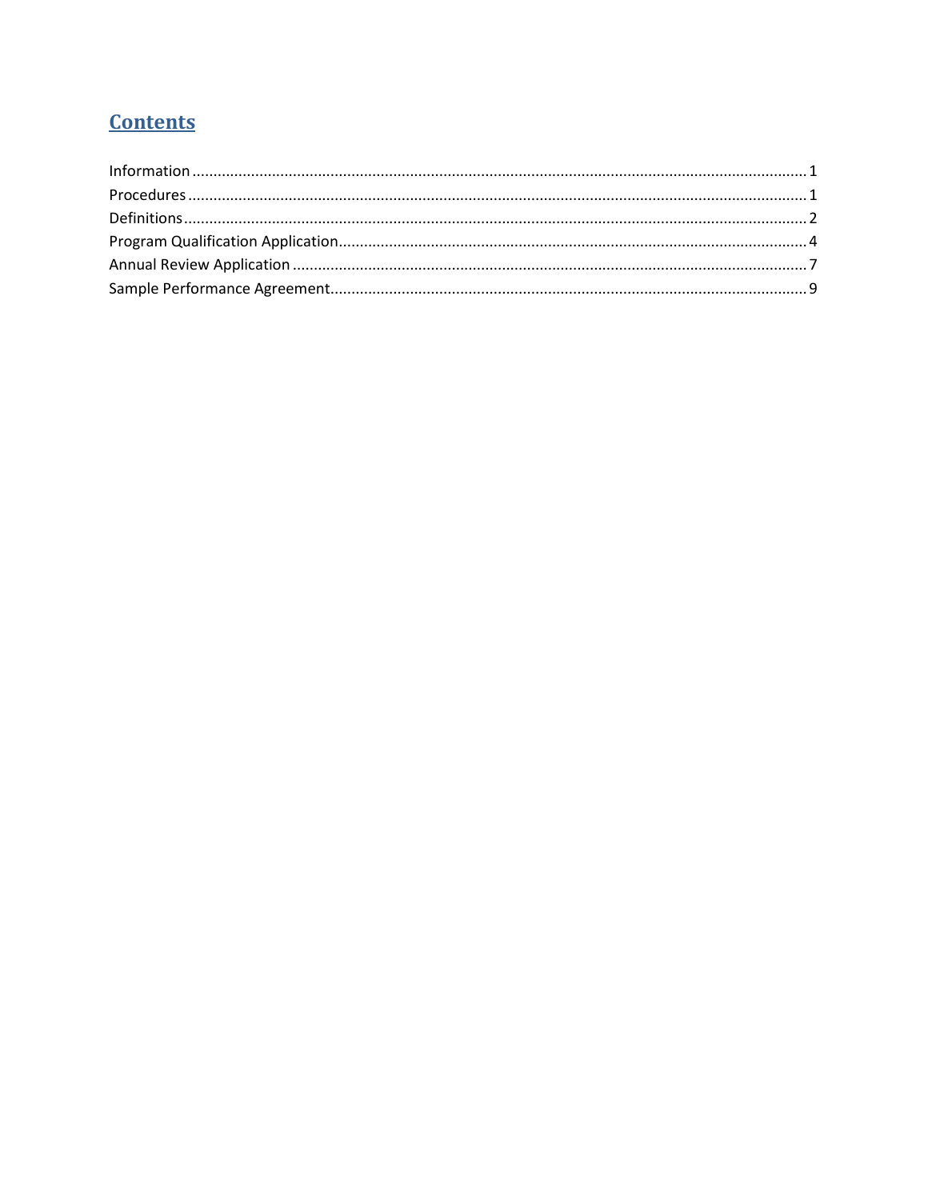## Contents

Information ..................................................................................................................................... 1
Procedures ..................................................................................................................................... 1
Definitions ...................................................................................................................................... 2
Program Qualification Application................................................................................................ 4
Annual Review Application ........................................................................................................... 7
Sample Performance Agreement.................................................................................................. 9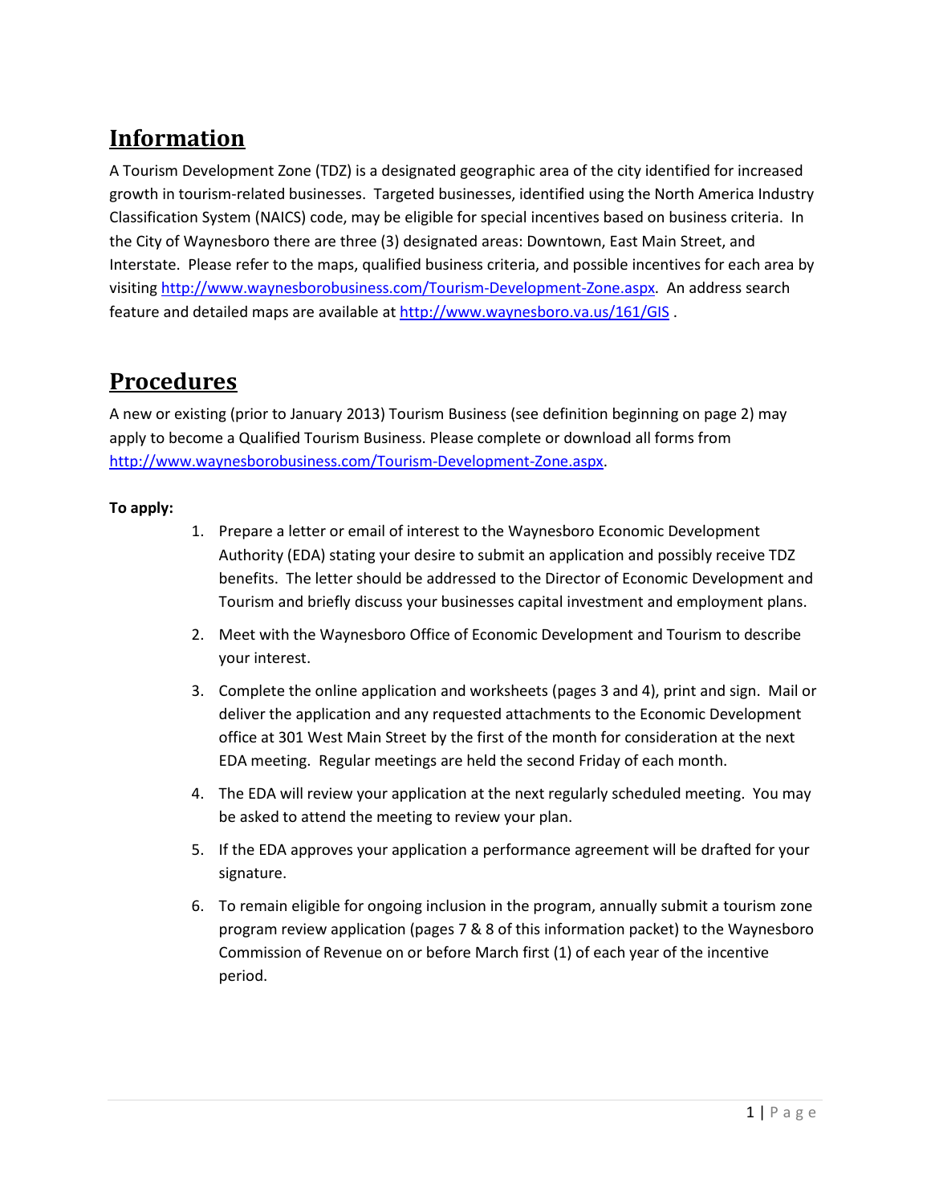# Information

A Tourism Development Zone (TDZ) is a designated geographic area of the city identified for increased growth in tourism-related businesses. Targeted businesses, identified using the North America Industry Classification System (NAICS) code, may be eligible for special incentives based on business criteria. In the City of Waynesboro there are three (3) designated areas: Downtown, East Main Street, and Interstate. Please refer to the maps, qualified business criteria, and possible incentives for each area by visiting [http://www.waynesborobusiness.com/Tourism-Development-Zone.aspx](http://www.waynesborobusiness.com/Tourism-Development-Zone.aspx). An address search feature and detailed maps are available at [http://www.waynesboro.va.us/161/GIS](http://www.waynesboro.va.us/161/GIS) .

# Procedures

A new or existing (prior to January 2013) Tourism Business (see definition beginning on page 2) may apply to become a Qualified Tourism Business. Please complete or download all forms from [http://www.waynesborobusiness.com/Tourism-Development-Zone.aspx](http://www.waynesborobusiness.com/Tourism-Development-Zone.aspx).

**To apply:**

1. Prepare a letter or email of interest to the Waynesboro Economic Development Authority (EDA) stating your desire to submit an application and possibly receive TDZ benefits. The letter should be addressed to the Director of Economic Development and Tourism and briefly discuss your businesses capital investment and employment plans.
2. Meet with the Waynesboro Office of Economic Development and Tourism to describe your interest.
3. Complete the online application and worksheets (pages 3 and 4), print and sign. Mail or deliver the application and any requested attachments to the Economic Development office at 301 West Main Street by the first of the month for consideration at the next EDA meeting. Regular meetings are held the second Friday of each month.
4. The EDA will review your application at the next regularly scheduled meeting. You may be asked to attend the meeting to review your plan.
5. If the EDA approves your application a performance agreement will be drafted for your signature.
6. To remain eligible for ongoing inclusion in the program, annually submit a tourism zone program review application (pages 7 & 8 of this information packet) to the Waynesboro Commission of Revenue on or before March first (1) of each year of the incentive period.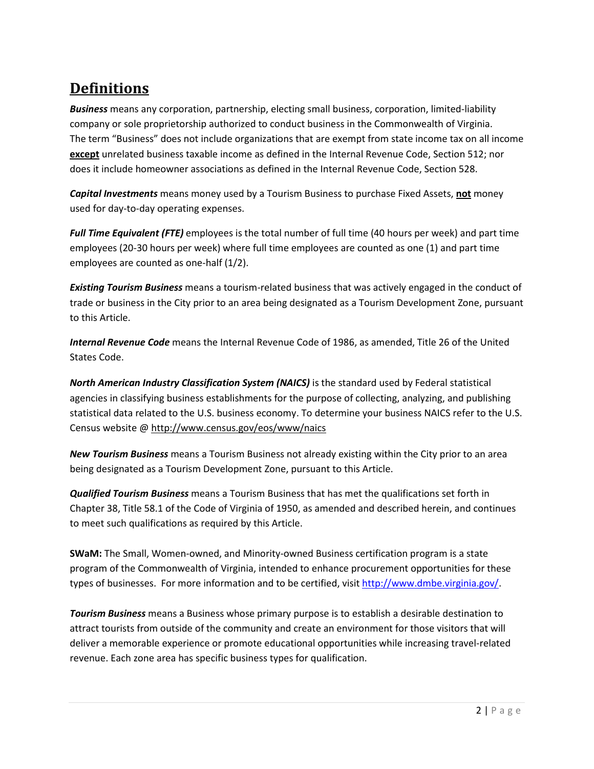# **Definitions**

***Business*** means any corporation, partnership, electing small business, corporation, limited-liability company or sole proprietorship authorized to conduct business in the Commonwealth of Virginia. The term "Business" does not include organizations that are exempt from state income tax on all income **except** unrelated business taxable income as defined in the Internal Revenue Code, Section 512; nor does it include homeowner associations as defined in the Internal Revenue Code, Section 528.

***Capital Investments*** means money used by a Tourism Business to purchase Fixed Assets, **not** money used for day-to-day operating expenses.

***Full Time Equivalent (FTE)*** employees is the total number of full time (40 hours per week) and part time employees (20-30 hours per week) where full time employees are counted as one (1) and part time employees are counted as one-half (1/2).

***Existing Tourism Business*** means a tourism-related business that was actively engaged in the conduct of trade or business in the City prior to an area being designated as a Tourism Development Zone, pursuant to this Article.

***Internal Revenue Code*** means the Internal Revenue Code of 1986, as amended, Title 26 of the United States Code.

***North American Industry Classification System (NAICS)*** is the standard used by Federal statistical agencies in classifying business establishments for the purpose of collecting, analyzing, and publishing statistical data related to the U.S. business economy. To determine your business NAICS refer to the U.S. Census website @ http://www.census.gov/eos/www/naics

***New Tourism Business*** means a Tourism Business not already existing within the City prior to an area being designated as a Tourism Development Zone, pursuant to this Article.

***Qualified Tourism Business*** means a Tourism Business that has met the qualifications set forth in Chapter 38, Title 58.1 of the Code of Virginia of 1950, as amended and described herein, and continues to meet such qualifications as required by this Article.

**SWaM:** The Small, Women-owned, and Minority-owned Business certification program is a state program of the Commonwealth of Virginia, intended to enhance procurement opportunities for these types of businesses. For more information and to be certified, visit http://www.dmbe.virginia.gov/.

***Tourism Business*** means a Business whose primary purpose is to establish a desirable destination to attract tourists from outside of the community and create an environment for those visitors that will deliver a memorable experience or promote educational opportunities while increasing travel-related revenue. Each zone area has specific business types for qualification.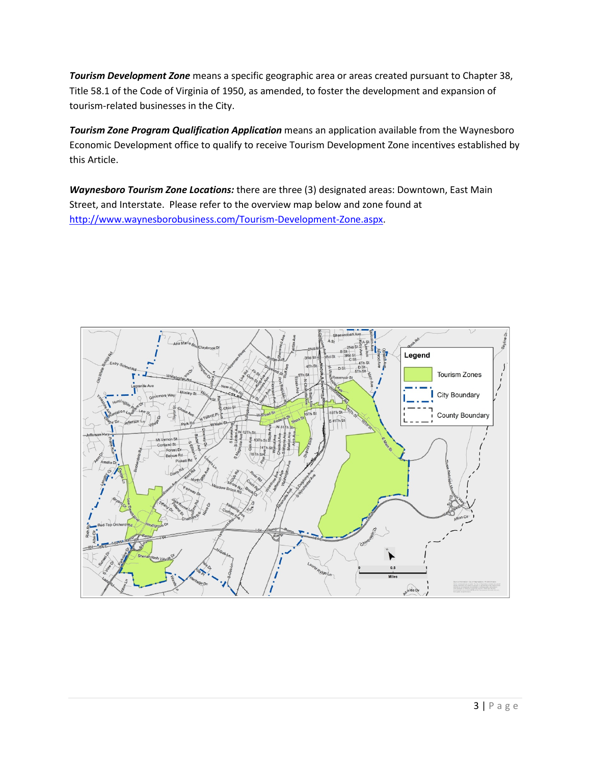***Tourism Development Zone*** means a specific geographic area or areas created pursuant to Chapter 38, Title 58.1 of the Code of Virginia of 1950, as amended, to foster the development and expansion of tourism-related businesses in the City.

***Tourism Zone Program Qualification Application*** means an application available from the Waynesboro Economic Development office to qualify to receive Tourism Development Zone incentives established by this Article.

***Waynesboro Tourism Zone Locations:*** there are three (3) designated areas: Downtown, East Main Street, and Interstate. Please refer to the overview map below and zone found at http://www.waynesborobusiness.com/Tourism-Development-Zone.aspx.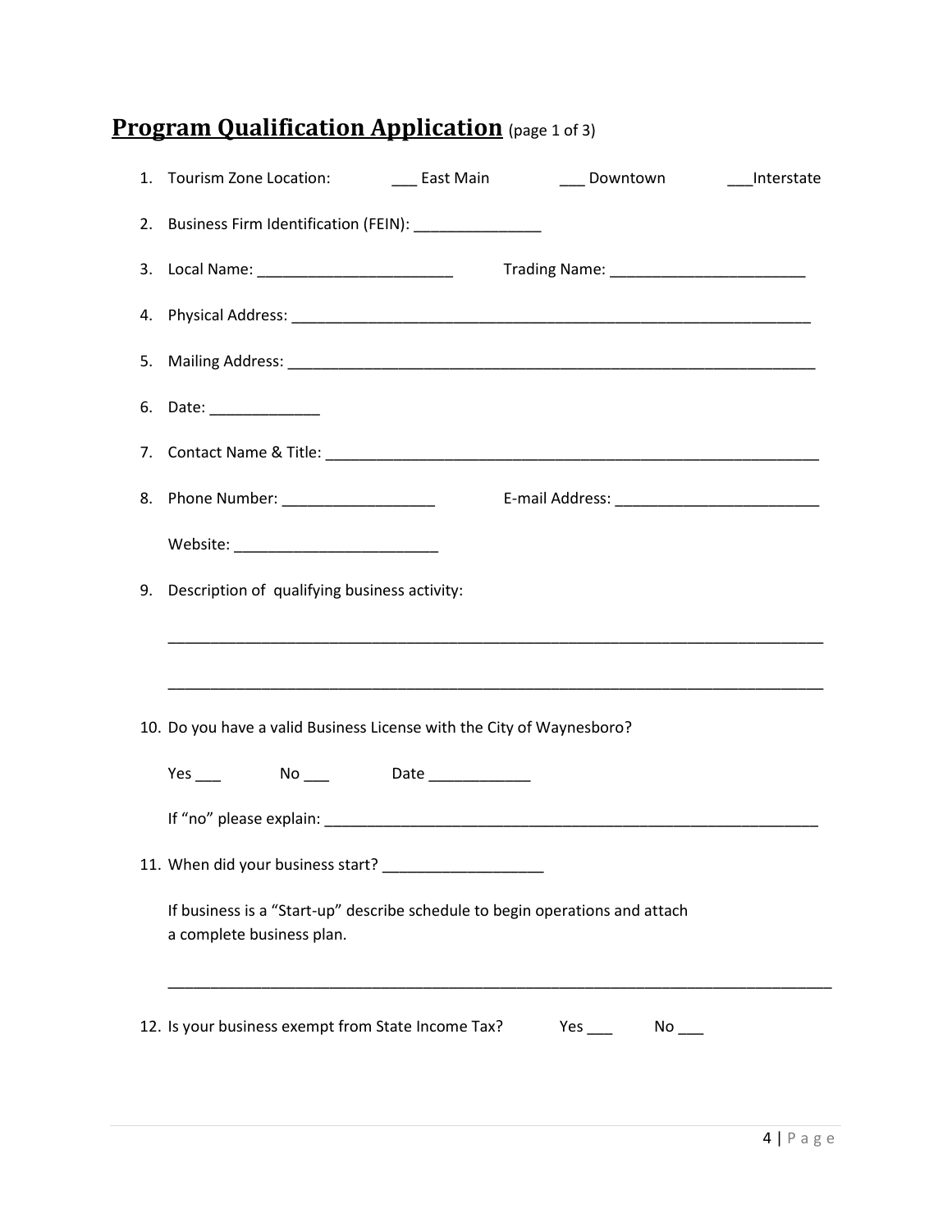# **Program Qualification Application** (page 1 of 3)

1. Tourism Zone Location: ___ East Main ___ Downtown ___Interstate

2. Business Firm Identification (FEIN): _______________

3. Local Name: _______________________ Trading Name: _______________________

4. Physical Address: _______________________________________________________________

5. Mailing Address: _______________________________________________________________

6. Date: _____________

7. Contact Name & Title: __________________________________________________________

8. Phone Number: __________________ E-mail Address: ________________________

   Website: ________________________

9. Description of qualifying business activity:

   ____________________________________________________________________________

   ____________________________________________________________________________

10. Do you have a valid Business License with the City of Waynesboro?

    Yes ___ No ___ Date ____________

    If "no" please explain: __________________________________________________________

11. When did your business start? ___________________

    If business is a "Start-up" describe schedule to begin operations and attach a complete business plan.

    ____________________________________________________________________________

12. Is your business exempt from State Income Tax? Yes ___ No ___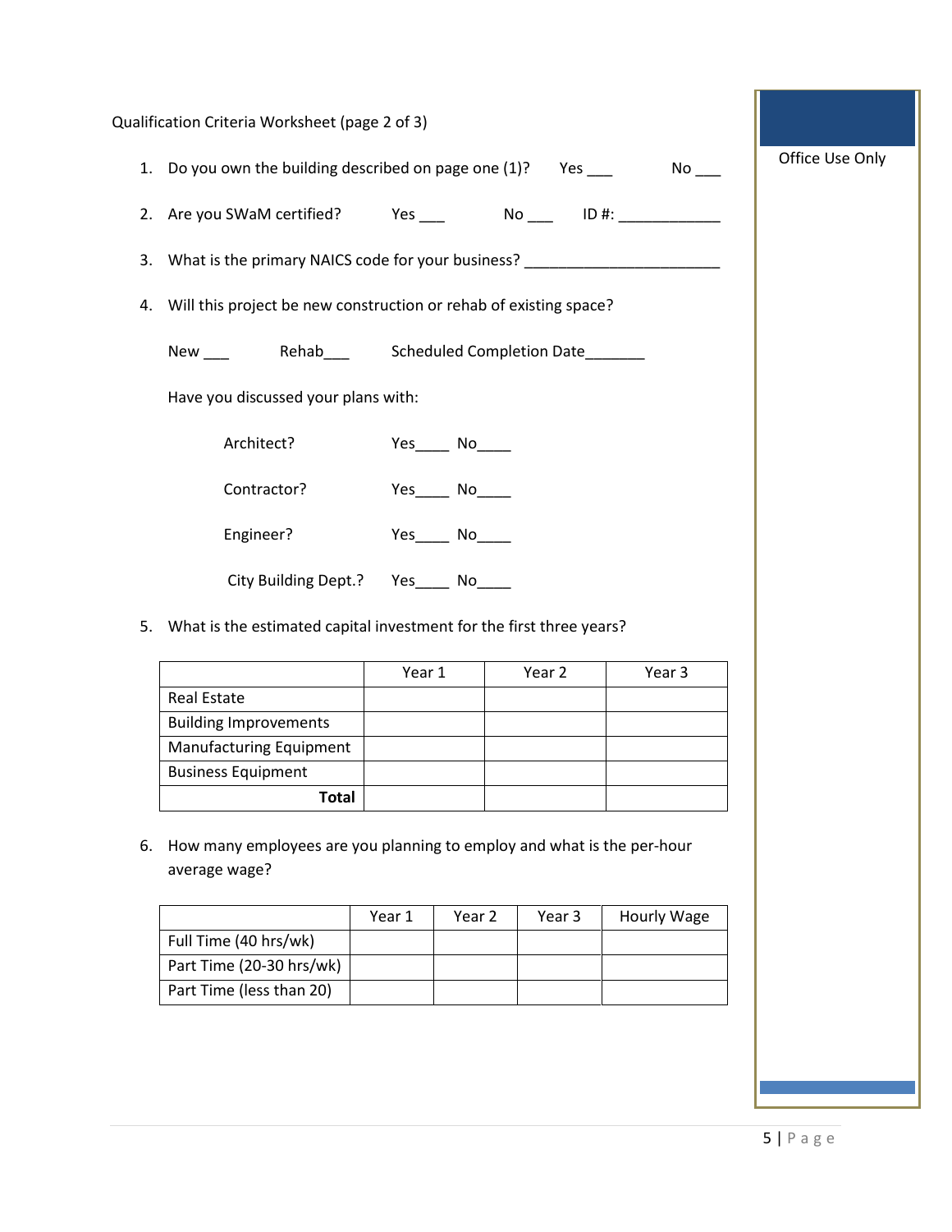Qualification Criteria Worksheet (page 2 of 3)

1. Do you own the building described on page one (1)? Yes ___ No ___

2. Are you SWaM certified? Yes ___ No ___ ID #: ____________

3. What is the primary NAICS code for your business? _______________________

4. Will this project be new construction or rehab of existing space?

   New ___ Rehab___ Scheduled Completion Date_______

   Have you discussed your plans with:

   Architect? Yes____ No____

   Contractor? Yes____ No____

   Engineer? Yes____ No____

   City Building Dept.? Yes____ No____

5. What is the estimated capital investment for the first three years?

| | Year 1 | Year 2 | Year 3 |
|---|---|---|---|
| Real Estate | | | |
| Building Improvements | | | |
| Manufacturing Equipment | | | |
| Business Equipment | | | |
| **Total** | | | |

6. How many employees are you planning to employ and what is the per-hour average wage?

| | Year 1 | Year 2 | Year 3 | Hourly Wage |
|---|---|---|---|---|
| Full Time (40 hrs/wk) | | | | |
| Part Time (20-30 hrs/wk) | | | | |
| Part Time (less than 20) | | | | |

Office Use Only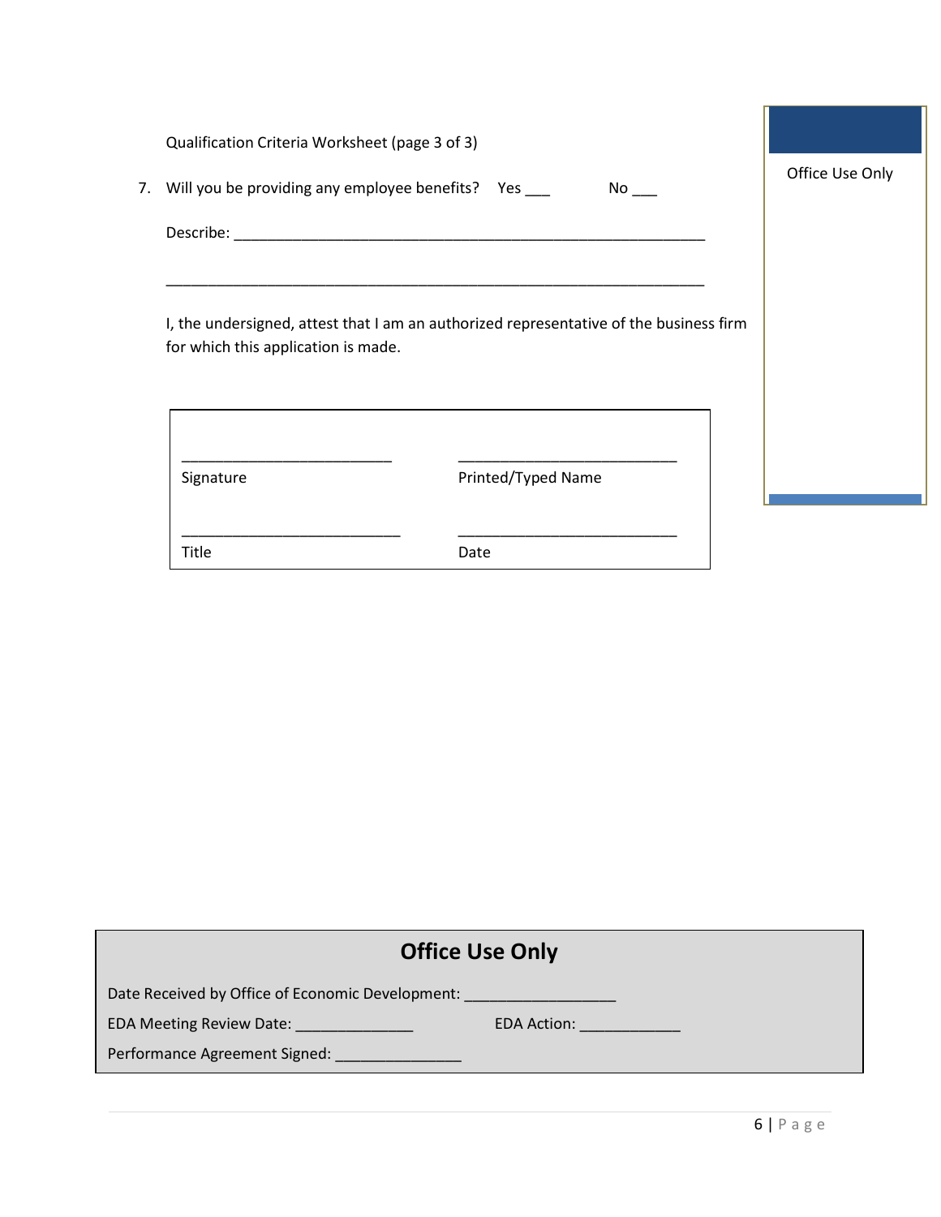Qualification Criteria Worksheet (page 3 of 3)

7. Will you be providing any employee benefits? Yes ___ No ___

   Describe: ____________________________________________________________

   ______________________________________________________________________

   I, the undersigned, attest that I am an authorized representative of the business firm for which this application is made.

| | |
|---|---|
| ___________________________ | ____________________________ |
| Signature | Printed/Typed Name |
| ____________________________ | ____________________________ |
| Title | Date |

Office Use Only

## Office Use Only

Date Received by Office of Economic Development: ___________________

EDA Meeting Review Date: _______________ EDA Action: _____________

Performance Agreement Signed: ________________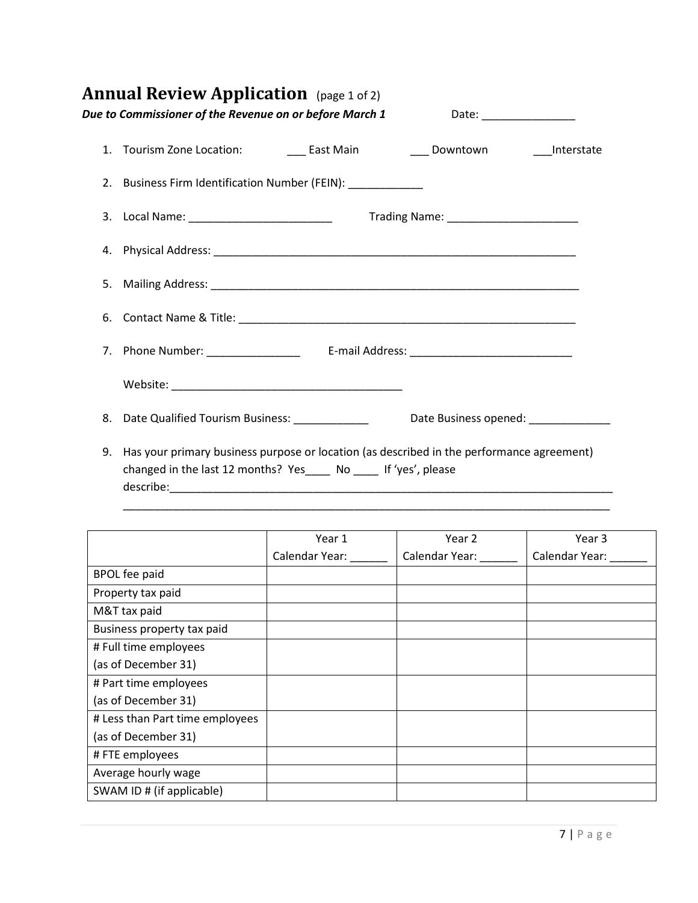# Annual Review Application (page 1 of 2)

***Due to Commissioner of the Revenue on or before March 1*** Date: _______________

1. Tourism Zone Location: ___ East Main ___ Downtown ___Interstate
2. Business Firm Identification Number (FEIN): ____________
3. Local Name: _______________________ Trading Name: _____________________
4. Physical Address: ____________________________________________________________
5. Mailing Address: _____________________________________________________________
6. Contact Name & Title: _________________________________________________________
7. Phone Number: _______________ E-mail Address: ___________________________

   Website: ______________________________________

8. Date Qualified Tourism Business: ____________ Date Business opened: _____________
9. Has your primary business purpose or location (as described in the performance agreement) changed in the last 12 months? Yes____ No ____ If 'yes', please describe:___________________________________________________________________________

   _______________________________________________________________________________

| | Year 1 Calendar Year: ______ | Year 2 Calendar Year: ______ | Year 3 Calendar Year: ______ |
|---|---|---|---|
| BPOL fee paid | | | |
| Property tax paid | | | |
| M&T tax paid | | | |
| Business property tax paid | | | |
| # Full time employees (as of December 31) | | | |
| # Part time employees (as of December 31) | | | |
| # Less than Part time employees (as of December 31) | | | |
| # FTE employees | | | |
| Average hourly wage | | | |
| SWAM ID # (if applicable) | | | |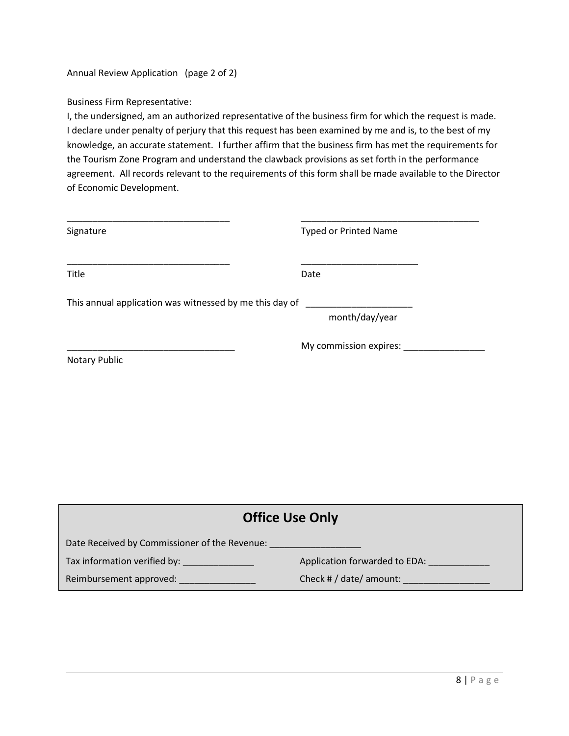Annual Review Application (page 2 of 2)

Business Firm Representative:

I, the undersigned, am an authorized representative of the business firm for which the request is made. I declare under penalty of perjury that this request has been examined by me and is, to the best of my knowledge, an accurate statement. I further affirm that the business firm has met the requirements for the Tourism Zone Program and understand the clawback provisions as set forth in the performance agreement. All records relevant to the requirements of this form shall be made available to the Director of Economic Development.

________________________________ ____________________________________

Signature Typed or Printed Name

________________________________ ________________________

Title Date

This annual application was witnessed by me this day of _____________________

month/day/year

_________________________________ My commission expires: ________________

Notary Public

## Office Use Only

Date Received by Commissioner of the Revenue: _________________

Tax information verified by: ______________ Application forwarded to EDA: ____________

Reimbursement approved: _______________ Check # / date/ amount: _________________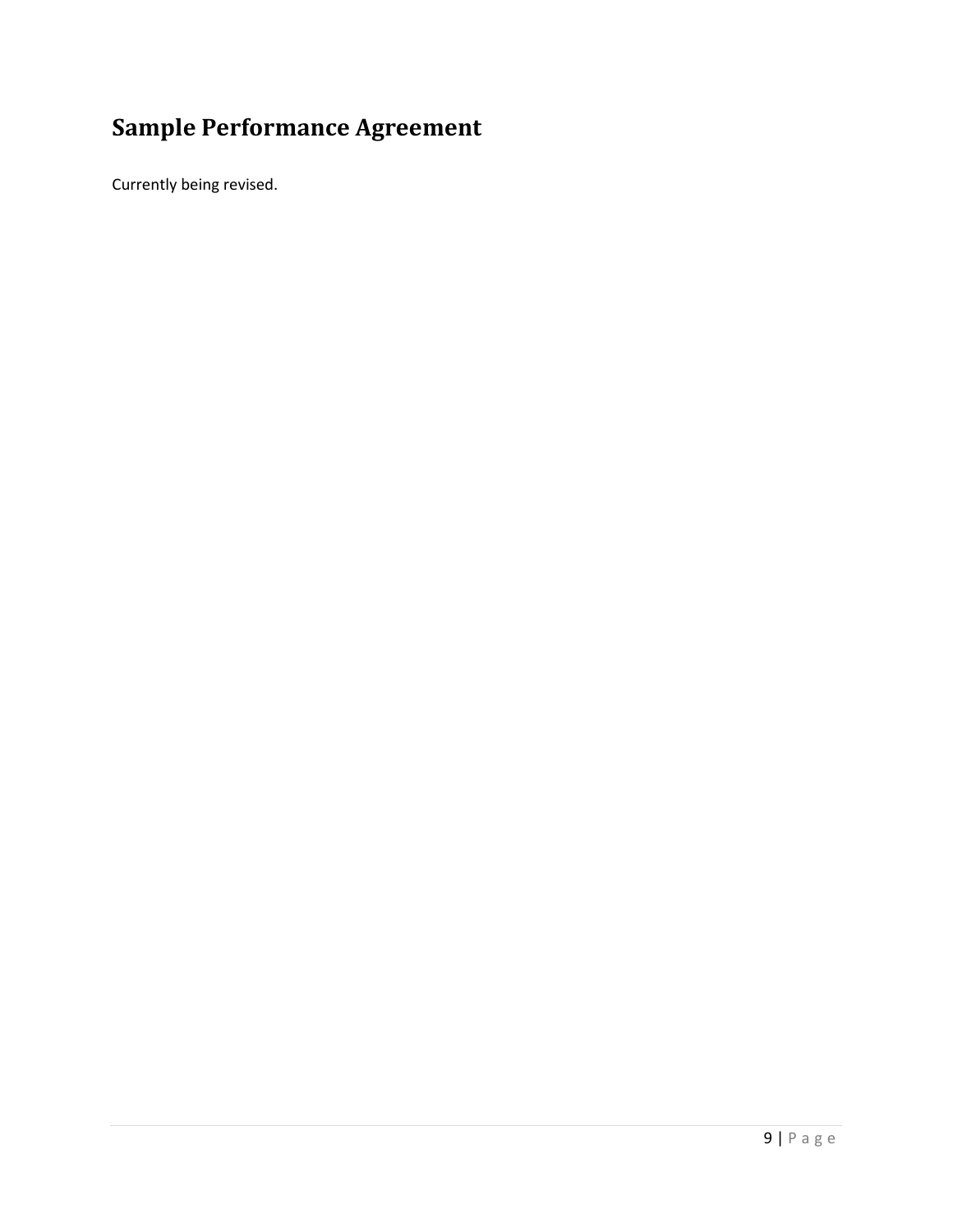# Sample Performance Agreement

Currently being revised.